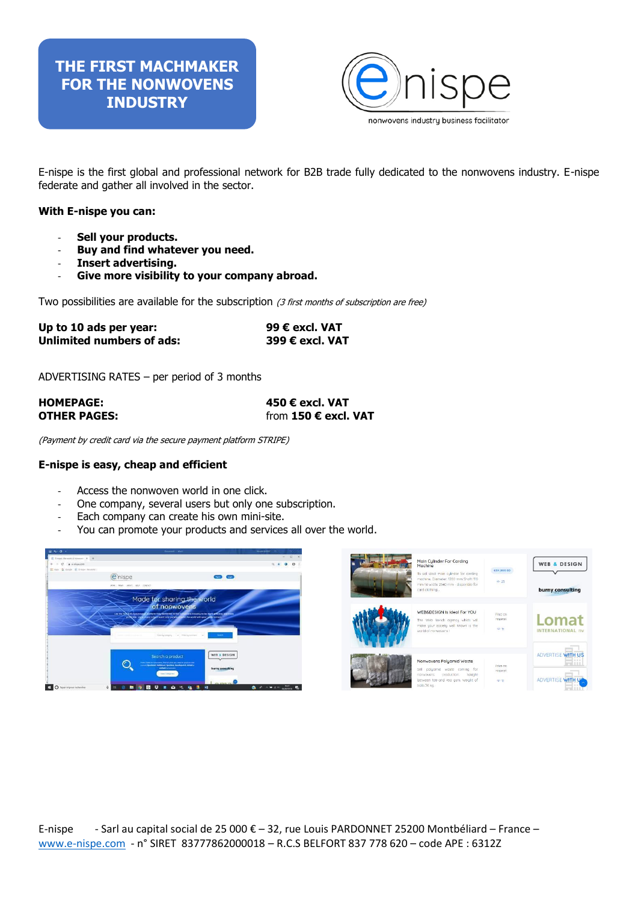# THE FIRST MACHMAKER FOR THE NONWOVENS INDUSTRY

e nispe
nonwovens industry business facilitator

E-nispe is the first global and professional network for B2B trade fully dedicated to the nonwovens industry. E-nispe federate and gather all involved in the sector.

**With E-nispe you can:**

- **Sell your products.**
- **Buy and find whatever you need.**
- **Insert advertising.**
- **Give more visibility to your company abroad.**

Two possibilities are available for the subscription *(3 first months of subscription are free)*

| | |
|---|---|
| **Up to 10 ads per year:** | **99 € excl. VAT** |
| **Unlimited numbers of ads:** | **399 € excl. VAT** |

ADVERTISING RATES – per period of 3 months

| | |
|---|---|
| **HOMEPAGE:** | **450 € excl. VAT** |
| **OTHER PAGES:** | from **150 € excl. VAT** |

*(Payment by credit card via the secure payment platform STRIPE)*

**E-nispe is easy, cheap and efficient**

- Access the nonwoven world in one click.
- One company, several users but only one subscription.
- Each company can create his own mini-site.
- You can promote your products and services all over the world.

E-nispe - Sarl au capital social de 25 000 € – 32, rue Louis PARDONNET 25200 Montbéliard – France – www.e-nispe.com - n° SIRET 83777862000018 – R.C.S BELFORT 837 778 620 – code APE : 6312Z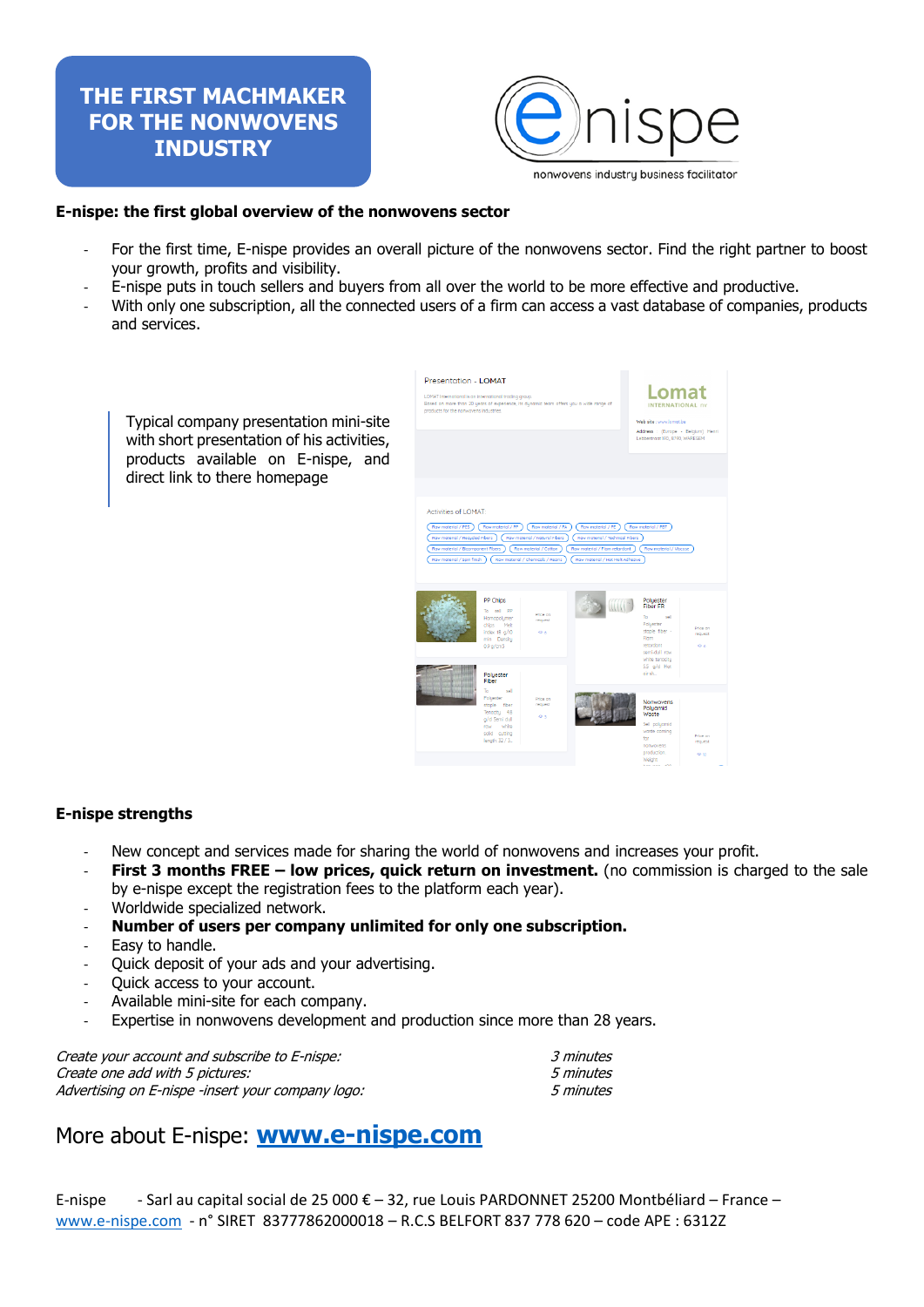**THE FIRST MACHMAKER FOR THE NONWOVENS INDUSTRY**

e nispe
nonwovens industry business facilitator

**E-nispe: the first global overview of the nonwovens sector**

- For the first time, E-nispe provides an overall picture of the nonwovens sector. Find the right partner to boost your growth, profits and visibility.
- E-nispe puts in touch sellers and buyers from all over the world to be more effective and productive.
- With only one subscription, all the connected users of a firm can access a vast database of companies, products and services.

Typical company presentation mini-site with short presentation of his activities, products available on E-nispe, and direct link to there homepage

**E-nispe strengths**

- New concept and services made for sharing the world of nonwovens and increases your profit.
- **First 3 months FREE – low prices, quick return on investment.** (no commission is charged to the sale by e-nispe except the registration fees to the platform each year).
- Worldwide specialized network.
- **Number of users per company unlimited for only one subscription.**
- Easy to handle.
- Quick deposit of your ads and your advertising.
- Quick access to your account.
- Available mini-site for each company.
- Expertise in nonwovens development and production since more than 28 years.

| | |
|---|---|
| *Create your account and subscribe to E-nispe:* | *3 minutes* |
| *Create one add with 5 pictures:* | *5 minutes* |
| *Advertising on E-nispe -insert your company logo:* | *5 minutes* |

## More about E-nispe: [www.e-nispe.com](http://www.e-nispe.com)

E-nispe - Sarl au capital social de 25 000 € – 32, rue Louis PARDONNET 25200 Montbéliard – France – www.e-nispe.com - n° SIRET 83777862000018 – R.C.S BELFORT 837 778 620 – code APE : 6312Z